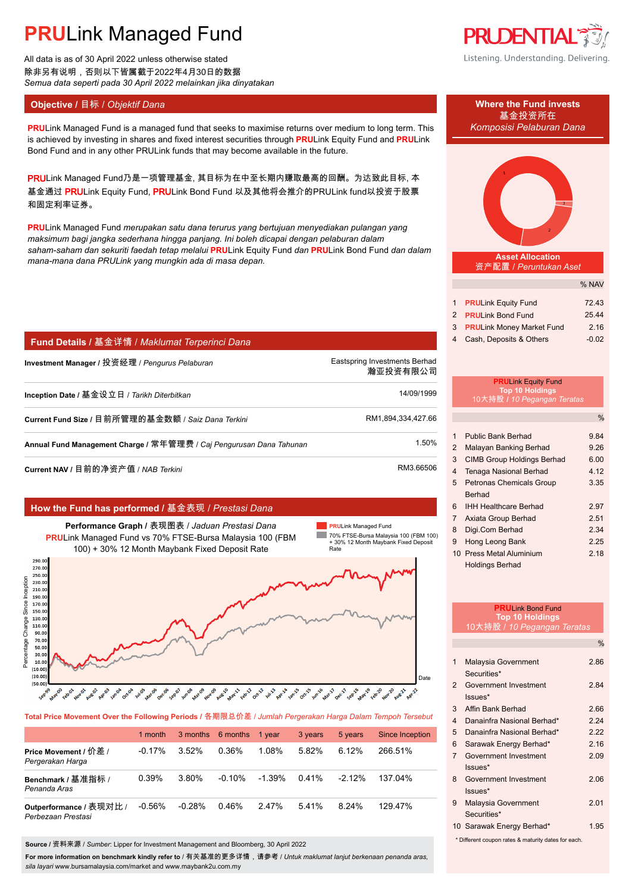# PRULink Managed Fund

All data is as of 30 April 2022 unless otherwise stated
除非另有说明，否则以下皆属截于2022年4月30日的数据
*Semua data seperti pada 30 April 2022 melainkan jika dinyatakan*

## Objective / 目标 / *Objektif Dana*

PRULink Managed Fund is a managed fund that seeks to maximise returns over medium to long term. This is achieved by investing in shares and fixed interest securities through PRULink Equity Fund and PRULink Bond Fund and in any other PRULink funds that may become available in the future.

PRULink Managed Fund乃是一项管理基金, 其目标为在中至长期内赚取最高的回酬。为达致此目标, 本基金通过 PRULink Equity Fund, PRULink Bond Fund 以及其他将会推介的PRULink fund以投资于股票和固定利率证券。

PRULink Managed Fund *merupakan satu dana terurus yang bertujuan menyediakan pulangan yang maksimum bagi jangka sederhana hingga panjang. Ini boleh dicapai dengan pelaburan dalam saham-saham dan sekuriti faedah tetap melalui* PRULink Equity Fund *dan* PRULink Bond Fund *dan dalam mana-mana dana PRULink yang mungkin ada di masa depan.*

## Fund Details / 基金详情 / *Maklumat Terperinci Dana*

| | |
|---|---|
| **Investment Manager** / 投资经理 / *Pengurus Pelaburan* | Eastspring Investments Berhad 瀚亚投资有限公司 |
| **Inception Date** / 基金设立日 / *Tarikh Diterbitkan* | 14/09/1999 |
| **Current Fund Size** / 目前所管理的基金数额 / *Saiz Dana Terkini* | RM1,894,334,427.66 |
| **Annual Fund Management Charge** / 常年管理费 / *Caj Pengurusan Dana Tahunan* | 1.50% |
| **Current NAV** / 目前的净资产值 / *NAB Terkini* | RM3.66506 |

## How the Fund has performed / 基金表现 / *Prestasi Dana*

**Performance Graph** / 表现图表 / *Jaduan Prestasi Dana*
PRULink Managed Fund vs 70% FTSE-Bursa Malaysia 100 (FBM 100) + 30% 12 Month Maybank Fixed Deposit Rate

**Total Price Movement Over the Following Periods** / 各期限总价差 / *Jumlah Pergerakan Harga Dalam Tempoh Tersebut*

| | 1 month | 3 months | 6 months | 1 year | 3 years | 5 years | Since Inception |
|---|---|---|---|---|---|---|---|
| **Price Movement** / 价差 / *Pergerakan Harga* | -0.17% | 3.52% | 0.36% | 1.08% | 5.82% | 6.12% | 266.51% |
| **Benchmark** / 基准指标 / *Penanda Aras* | 0.39% | 3.80% | -0.10% | -1.39% | 0.41% | -2.12% | 137.04% |
| **Outperformance** / 表现对比 / *Perbezaan Prestasi* | -0.56% | -0.28% | 0.46% | 2.47% | 5.41% | 8.24% | 129.47% |

**Source** / 资料来源 / *Sumber*: Lipper for Investment Management and Bloomberg, 30 April 2022

**For more information on benchmark kindly refer to** / 有关基准的更多详情，请参考 / *Untuk maklumat lanjut berkenaan penanda aras, sila layari* www.bursamalaysia.com/market and www.maybank2u.com.my

## Where the Fund invests / 基金投资所在 / *Komposisi Pelaburan Dana*

### Asset Allocation / 资产配置 / *Peruntukan Aset*

| | | % NAV |
|---|---|---|
| 1 | PRULink Equity Fund | 72.43 |
| 2 | PRULink Bond Fund | 25.44 |
| 3 | PRULink Money Market Fund | 2.16 |
| 4 | Cash, Deposits & Others | -0.02 |

### PRULink Equity Fund Top 10 Holdings / 10大持股 / *10 Pegangan Teratas*

| | | % |
|---|---|---|
| 1 | Public Bank Berhad | 9.84 |
| 2 | Malayan Banking Berhad | 9.26 |
| 3 | CIMB Group Holdings Berhad | 6.00 |
| 4 | Tenaga Nasional Berhad | 4.12 |
| 5 | Petronas Chemicals Group Berhad | 3.35 |
| 6 | IHH Healthcare Berhad | 2.97 |
| 7 | Axiata Group Berhad | 2.51 |
| 8 | Digi.Com Berhad | 2.34 |
| 9 | Hong Leong Bank | 2.25 |
| 10 | Press Metal Aluminium Holdings Berhad | 2.18 |

### PRULink Bond Fund Top 10 Holdings / 10大持股 / *10 Pegangan Teratas*

| | | % |
|---|---|---|
| 1 | Malaysia Government Securities* | 2.86 |
| 2 | Government Investment Issues* | 2.84 |
| 3 | Affin Bank Berhad | 2.66 |
| 4 | Danainfra Nasional Berhad* | 2.24 |
| 5 | Danainfra Nasional Berhad* | 2.22 |
| 6 | Sarawak Energy Berhad* | 2.16 |
| 7 | Government Investment Issues* | 2.09 |
| 8 | Government Investment Issues* | 2.06 |
| 9 | Malaysia Government Securities* | 2.01 |
| 10 | Sarawak Energy Berhad* | 1.95 |

\* Different coupon rates & maturity dates for each.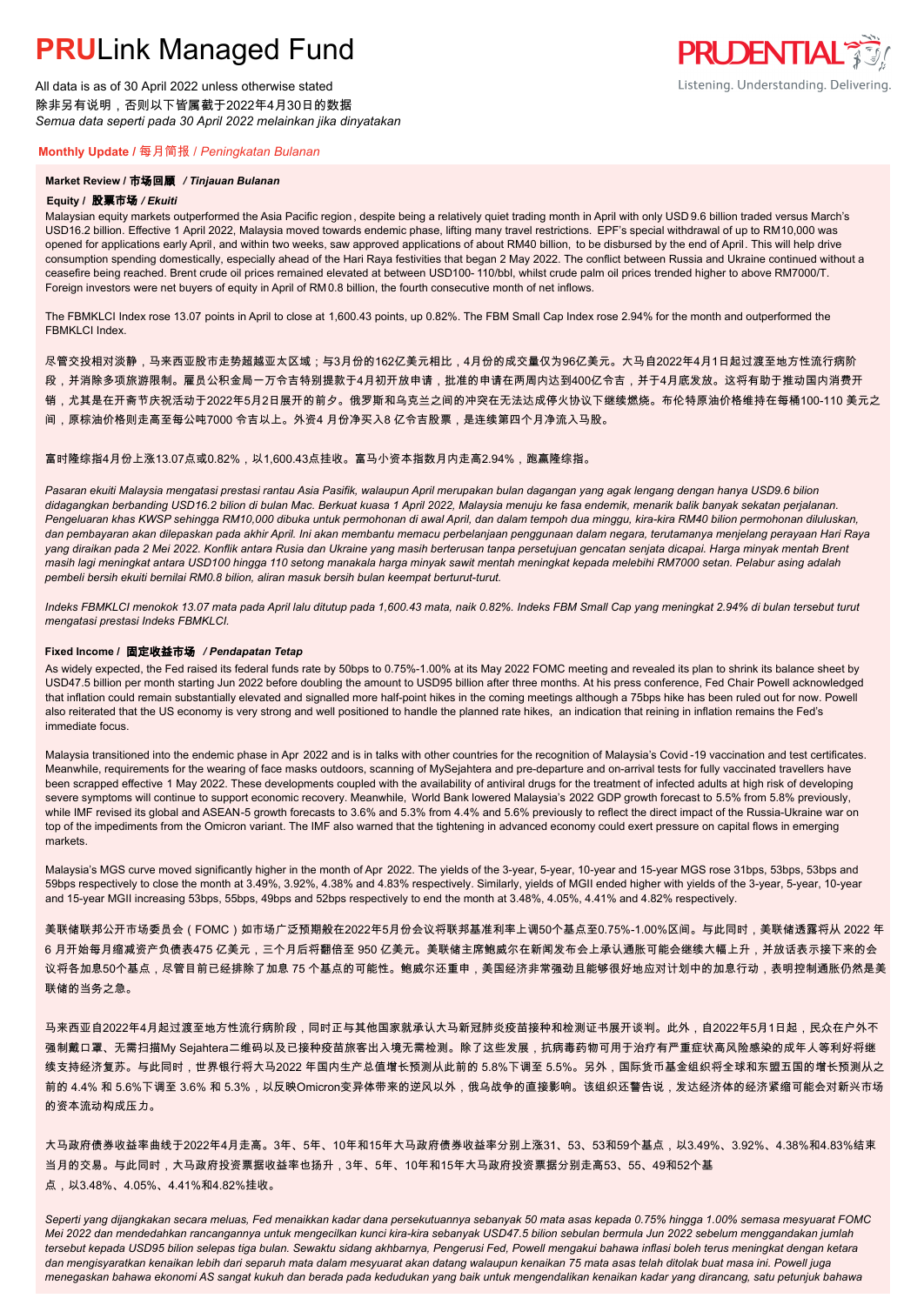# **PRU**Link Managed Fund

All data is as of 30 April 2022 unless otherwise stated
除非另有说明，否则以下皆属截于2022年4月30日的数据
*Semua data seperti pada 30 April 2022 melainkan jika dinyatakan*

**Monthly Update** / 每月简报 / *Peningkatan Bulanan*

### Market Review / 市场回顾 / *Tinjauan Bulanan*

**Equity / 股票市场** / *Ekuiti*

Malaysian equity markets outperformed the Asia Pacific region, despite being a relatively quiet trading month in April with only USD 9.6 billion traded versus March's USD16.2 billion. Effective 1 April 2022, Malaysia moved towards endemic phase, lifting many travel restrictions. EPF's special withdrawal of up to RM10,000 was opened for applications early April, and within two weeks, saw approved applications of about RM40 billion, to be disbursed by the end of April. This will help drive consumption spending domestically, especially ahead of the Hari Raya festivities that began 2 May 2022. The conflict between Russia and Ukraine continued without a ceasefire being reached. Brent crude oil prices remained elevated at between USD100- 110/bbl, whilst crude palm oil prices trended higher to above RM7000/T. Foreign investors were net buyers of equity in April of RM0.8 billion, the fourth consecutive month of net inflows.

The FBMKLCI Index rose 13.07 points in April to close at 1,600.43 points, up 0.82%. The FBM Small Cap Index rose 2.94% for the month and outperformed the FBMKLCI Index.

尽管交投相对淡静，马来西亚股市走势超越亚太区域；与3月份的162亿美元相比，4月份的成交量仅为96亿美元。大马自2022年4月1日起过渡至地方性流行病阶段，并消除多项旅游限制。雇员公积金局一万令吉特别提款于4月初开放申请，批准的申请在两周内达到400亿令吉，并于4月底发放。这将有助于推动国内消费开销，尤其是在开斋节庆祝活动于2022年5月2日展开的前夕。俄罗斯和乌克兰之间的冲突在无法达成停火协议下继续燃烧。布伦特原油价格维持在每桶100-110 美元之间，原棕油价格则走高至每公吨7000 令吉以上。外资4 月份净买入8 亿令吉股票，是连续第四个月净流入马股。

富时隆综指4月份上涨13.07点或0.82%，以1,600.43点挂收。富马小资本指数月内走高2.94%，跑赢隆综指。

*Pasaran ekuiti Malaysia mengatasi prestasi rantau Asia Pasifik, walaupun April merupakan bulan dagangan yang agak lengang dengan hanya USD9.6 bilion didagangkan berbanding USD16.2 bilion di bulan Mac. Berkuat kuasa 1 April 2022, Malaysia menuju ke fasa endemik, menarik balik banyak sekatan perjalanan. Pengeluaran khas KWSP sehingga RM10,000 dibuka untuk permohonan di awal April, dan dalam tempoh dua minggu, kira-kira RM40 bilion permohonan diluluskan, dan pembayaran akan dilepaskan pada akhir April. Ini akan membantu memacu perbelanjaan penggunaan dalam negara, terutamanya menjelang perayaan Hari Raya yang diraikan pada 2 Mei 2022. Konflik antara Rusia dan Ukraine yang masih berterusan tanpa persetujuan gencatan senjata dicapai. Harga minyak mentah Brent masih lagi meningkat antara USD100 hingga 110 setong manakala harga minyak sawit mentah meningkat kepada melebihi RM7000 setan. Pelabur asing adalah pembeli bersih ekuiti bernilai RM0.8 bilion, aliran masuk bersih bulan keempat berturut-turut.*

*Indeks FBMKLCI menokok 13.07 mata pada April lalu ditutup pada 1,600.43 mata, naik 0.82%. Indeks FBM Small Cap yang meningkat 2.94% di bulan tersebut turut mengatasi prestasi Indeks FBMKLCI.*

**Fixed Income / 固定收益市场** / *Pendapatan Tetap*

As widely expected, the Fed raised its federal funds rate by 50bps to 0.75%-1.00% at its May 2022 FOMC meeting and revealed its plan to shrink its balance sheet by USD47.5 billion per month starting Jun 2022 before doubling the amount to USD95 billion after three months. At his press conference, Fed Chair Powell acknowledged that inflation could remain substantially elevated and signalled more half-point hikes in the coming meetings although a 75bps hike has been ruled out for now. Powell also reiterated that the US economy is very strong and well positioned to handle the planned rate hikes, an indication that reining in inflation remains the Fed's immediate focus.

Malaysia transitioned into the endemic phase in Apr 2022 and is in talks with other countries for the recognition of Malaysia's Covid-19 vaccination and test certificates. Meanwhile, requirements for the wearing of face masks outdoors, scanning of MySejahtera and pre-departure and on-arrival tests for fully vaccinated travellers have been scrapped effective 1 May 2022. These developments coupled with the availability of antiviral drugs for the treatment of infected adults at high risk of developing severe symptoms will continue to support economic recovery. Meanwhile, World Bank lowered Malaysia's 2022 GDP growth forecast to 5.5% from 5.8% previously, while IMF revised its global and ASEAN-5 growth forecasts to 3.6% and 5.3% from 4.4% and 5.6% previously to reflect the direct impact of the Russia-Ukraine war on top of the impediments from the Omicron variant. The IMF also warned that the tightening in advanced economy could exert pressure on capital flows in emerging markets.

Malaysia's MGS curve moved significantly higher in the month of Apr 2022. The yields of the 3-year, 5-year, 10-year and 15-year MGS rose 31bps, 53bps, 53bps and 59bps respectively to close the month at 3.49%, 3.92%, 4.38% and 4.83% respectively. Similarly, yields of MGII ended higher with yields of the 3-year, 5-year, 10-year and 15-year MGII increasing 53bps, 55bps, 49bps and 52bps respectively to end the month at 3.48%, 4.05%, 4.41% and 4.82% respectively.

美联储联邦公开市场委员会（FOMC）如市场广泛预期般在2022年5月份会议将联邦基准利率上调50个基点至0.75%-1.00%区间。与此同时，美联储透露将从 2022 年 6 月开始每月缩减资产负债表475 亿美元，三个月后将翻倍至 950 亿美元。美联储主席鲍威尔在新闻发布会上承认通胀可能会继续大幅上升，并放话表示接下来的会议将各加息50个基点，尽管目前已经排除了加息 75 个基点的可能性。鲍威尔还重申，美国经济非常强劲且能够很好地应对计划中的加息行动，表明控制通胀仍然是美联储的当务之急。

马来西亚自2022年4月起过渡至地方性流行病阶段，同时正与其他国家就承认大马新冠肺炎疫苗接种和检测证书展开谈判。此外，自2022年5月1日起，民众在户外不强制戴口罩、无需扫描My Sejahtera二维码以及已接种疫苗旅客出入境无需检测。除了这些发展，抗病毒药物可用于治疗有严重症状高风险感染的成年人等利好将继续支持经济复苏。与此同时，世界银行将大马2022 年国内生产总值增长预测从此前的 5.8%下调至 5.5%。另外，国际货币基金组织将全球和东盟五国的增长预测从之前的 4.4% 和 5.6%下调至 3.6% 和 5.3%，以反映Omicron变异体带来的逆风以外，俄乌战争的直接影响。该组织还警告说，发达经济体的经济紧缩可能会对新兴市场的资本流动构成压力。

大马政府债券收益率曲线于2022年4月走高。3年、5年、10年和15年大马政府债券收益率分别上涨31、53、53和59个基点，以3.49%、3.92%、4.38%和4.83%结束当月的交易。与此同时，大马政府投资票据收益率也扬升，3年、5年、10年和15年大马政府投资票据分别走高53、55、49和52个基点，以3.48%、4.05%、4.41%和4.82%挂收。

*Seperti yang dijangkakan secara meluas, Fed menaikkan kadar dana persekutuannya sebanyak 50 mata asas kepada 0.75% hingga 1.00% semasa mesyuarat FOMC Mei 2022 dan mendedahkan rancangannya untuk mengecilkan kunci kira-kira sebanyak USD47.5 bilion sebulan bermula Jun 2022 sebelum menggandakan jumlah tersebut kepada USD95 bilion selepas tiga bulan. Sewaktu sidang akhbarnya, Pengerusi Fed, Powell mengakui bahawa inflasi boleh terus meningkat dengan ketara dan mengisyaratkan kenaikan lebih dari separuh mata dalam mesyuarat akan datang walaupun kenaikan 75 mata asas telah ditolak buat masa ini. Powell juga menegaskan bahawa ekonomi AS sangat kukuh dan berada pada kedudukan yang baik untuk mengendalikan kenaikan kadar yang dirancang, satu petunjuk bahawa*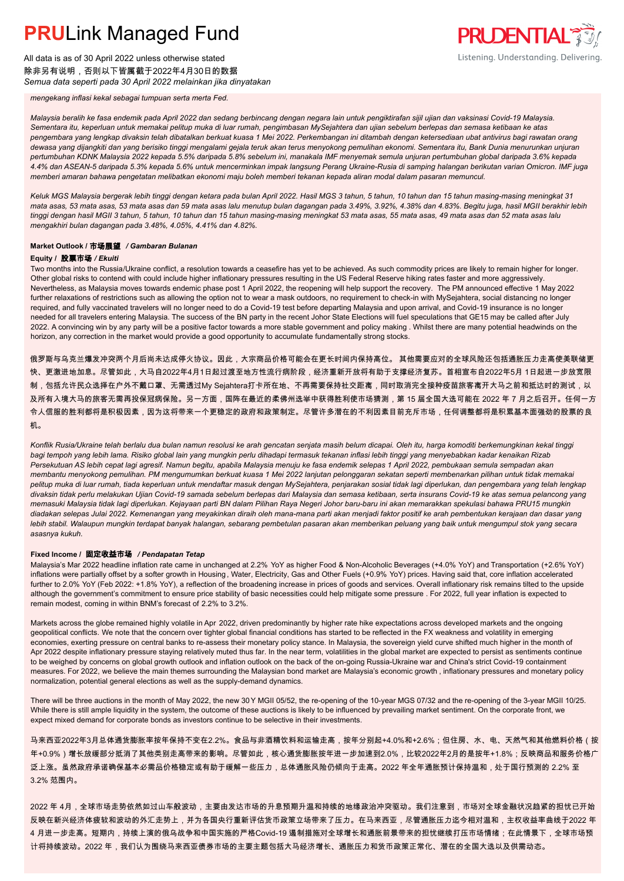*mengekang inflasi kekal sebagai tumpuan serta merta Fed.*

*Malaysia beralih ke fasa endemik pada April 2022 dan sedang berbincang dengan negara lain untuk pengiktirafan sijil ujian dan vaksinasi Covid-19 Malaysia. Sementara itu, keperluan untuk memakai pelitup muka di luar rumah, pengimbasan MySejahtera dan ujian sebelum berlepas dan semasa ketibaan ke atas pengembara yang lengkap divaksin telah dibatalkan berkuat kuasa 1 Mei 2022. Perkembangan ini ditambah dengan ketersediaan ubat antivirus bagi rawatan orang dewasa yang dijangkiti dan yang berisiko tinggi mengalami gejala teruk akan terus menyokong pemulihan ekonomi. Sementara itu, Bank Dunia menurunkan unjuran pertumbuhan KDNK Malaysia 2022 kepada 5.5% daripada 5.8% sebelum ini, manakala IMF menyemak semula unjuran pertumbuhan global daripada 3.6% kepada 4.4% dan ASEAN-5 daripada 5.3% kepada 5.6% untuk mencerminkan impak langsung Perang Ukraine-Rusia di samping halangan berikutan varian Omicron. IMF juga memberi amaran bahawa pengetatan melibatkan ekonomi maju boleh memberi tekanan kepada aliran modal dalam pasaran memuncul.*

*Keluk MGS Malaysia bergerak lebih tinggi dengan ketara pada bulan April 2022. Hasil MGS 3 tahun, 5 tahun, 10 tahun dan 15 tahun masing-masing meningkat 31 mata asas, 53 mata asas, 53 mata asas dan 59 mata asas lalu menutup bulan dagangan pada 3.49%, 3.92%, 4.38% dan 4.83%. Begitu juga, hasil MGII berakhir lebih tinggi dengan hasil MGII 3 tahun, 5 tahun, 10 tahun dan 15 tahun masing-masing meningkat 53 mata asas, 55 mata asas, 49 mata asas dan 52 mata asas lalu mengakhiri bulan dagangan pada 3.48%, 4.05%, 4.41% dan 4.82%.*

## Market Outlook / 市场展望 / *Gambaran Bulanan*

### Equity / 股票市场 / *Ekuiti*

Two months into the Russia/Ukraine conflict, a resolution towards a ceasefire has yet to be achieved. As such commodity prices are likely to remain higher for longer. Other global risks to contend with could include higher inflationary pressures resulting in the US Federal Reserve hiking rates faster and more aggressively. Nevertheless, as Malaysia moves towards endemic phase post 1 April 2022, the reopening will help support the recovery. The PM announced effective 1 May 2022 further relaxations of restrictions such as allowing the option not to wear a mask outdoors, no requirement to check-in with MySejahtera, social distancing no longer required, and fully vaccinated travelers will no longer need to do a Covid-19 test before departing Malaysia and upon arrival, and Covid-19 insurance is no longer needed for all travelers entering Malaysia. The success of the BN party in the recent Johor State Elections will fuel speculations that GE15 may be called after July 2022. A convincing win by any party will be a positive factor towards a more stable government and policy making . Whilst there are many potential headwinds on the horizon, any correction in the market would provide a good opportunity to accumulate fundamentally strong stocks.

俄罗斯与乌克兰爆发冲突两个月后尚未达成停火协议。因此，大宗商品价格可能会在更长时间内保持高位。 其他需要应对的全球风险还包括通胀压力走高使美联储更快、更激进地加息。尽管如此，大马自2022年4月1日起过渡至地方性流行病阶段，经济重新开放将有助于支撑经济复苏。首相宣布自2022年5 月1日起进一步放宽限制，包括允许民众选择在户外不戴口罩、无需透过My Sejahtera打卡所在地、不再需要保持社交距离，同时取消完全接种疫苗旅客离开大马之前和抵达时的测试，以及所有入境大马的旅客无需再投保冠病保险。另一方面，国阵在最近的柔佛州选举中获得胜利使市场猜测，第 15 届全国大选可能在 2022 年 7 月之后召开。任何一方令人信服的胜利都将是积极因素，因为这将带来一个更稳定的政府和政策制定。尽管许多潜在的不利因素目前充斥市场，任何调整都将是积累基本面强劲的股票的良机。

*Konflik Rusia/Ukraine telah berlalu dua bulan namun resolusi ke arah gencatan senjata masih belum dicapai. Oleh itu, harga komoditi berkemungkinan kekal tinggi bagi tempoh yang lebih lama. Risiko global lain yang mungkin perlu dihadapi termasuk tekanan inflasi lebih tinggi yang menyebabkan kadar kenaikan Rizab Persekutuan AS lebih cepat lagi agresif. Namun begitu, apabila Malaysia menuju ke fasa endemik selepas 1 April 2022, pembukaan semula sempadan akan membantu menyokong pemulihan. PM mengumumkan berkuat kuasa 1 Mei 2022 lanjutan pelonggaran sekatan seperti membenarkan pilihan untuk tidak memakai pelitup muka di luar rumah, tiada keperluan untuk mendaftar masuk dengan MySejahtera, penjarakan sosial tidak lagi diperlukan, dan pengembara yang telah lengkap divaksin tidak perlu melakukan Ujian Covid-19 samada sebelum berlepas dari Malaysia dan semasa ketibaan, serta insurans Covid-19 ke atas semua pelancong yang memasuki Malaysia tidak lagi diperlukan. Kejayaan parti BN dalam Pilihan Raya Negeri Johor baru-baru ini akan memarakkan spekulasi bahawa PRU15 mungkin diadakan selepas Julai 2022. Kemenangan yang meyakinkan diraih oleh mana-mana parti akan menjadi faktor positif ke arah pembentukan kerajaan dan dasar yang lebih stabil. Walaupun mungkin terdapat banyak halangan, sebarang pembetulan pasaran akan memberikan peluang yang baik untuk mengumpul stok yang secara asasnya kukuh.*

### Fixed Income / 固定收益市场 / *Pendapatan Tetap*

Malaysia's Mar 2022 headline inflation rate came in unchanged at 2.2% YoY as higher Food & Non-Alcoholic Beverages (+4.0% YoY) and Transportation (+2.6% YoY) inflations were partially offset by a softer growth in Housing , Water, Electricity, Gas and Other Fuels (+0.9% YoY) prices. Having said that, core inflation accelerated further to 2.0% YoY (Feb 2022: +1.8% YoY), a reflection of the broadening increase in prices of goods and services. Overall inflationary risk remains tilted to the upside although the government's commitment to ensure price stability of basic necessities could help mitigate some pressure . For 2022, full year inflation is expected to remain modest, coming in within BNM's forecast of 2.2% to 3.2%.

Markets across the globe remained highly volatile in Apr 2022, driven predominantly by higher rate hike expectations across developed markets and the ongoing geopolitical conflicts. We note that the concern over tighter global financial conditions has started to be reflected in the FX weakness and volatility in emerging economies, exerting pressure on central banks to re-assess their monetary policy stance. In Malaysia, the sovereign yield curve shifted much higher in the month of Apr 2022 despite inflationary pressure staying relatively muted thus far. In the near term, volatilities in the global market are expected to persist as sentiments continue to be weighed by concerns on global growth outlook and inflation outlook on the back of the on-going Russia-Ukraine war and China's strict Covid-19 containment measures. For 2022, we believe the main themes surrounding the Malaysian bond market are Malaysia's economic growth , inflationary pressures and monetary policy normalization, potential general elections as well as the supply-demand dynamics.

There will be three auctions in the month of May 2022, the new 30Y MGII 05/52, the re-opening of the 10-year MGS 07/32 and the re-opening of the 3-year MGII 10/25. While there is still ample liquidity in the system, the outcome of these auctions is likely to be influenced by prevailing market sentiment. On the corporate front, we expect mixed demand for corporate bonds as investors continue to be selective in their investments.

马来西亚2022年3月总体通货膨胀率按年保持不变在2.2%。食品与非酒精饮料和运输走高，按年分别起+4.0%和+2.6%；但住房、水、电、天然气和其他燃料价格（按年+0.9%）增长放缓部分抵消了其他类别走高带来的影响。尽管如此，核心通货膨胀按年进一步加速到2.0%，比较2022年2月的是按年+1.8%；反映商品和服务价格广泛上涨。虽然政府承诺确保基本必需品价格稳定或有助于缓解一些压力，总体通胀风险仍倾向于走高。2022 年全年通胀预计保持温和，处于国行预测的 2.2% 至 3.2% 范围内。

2022 年 4月，全球市场走势依然如过山车般波动，主要由发达市场的升息预期升温和持续的地缘政治冲突驱动。我们注意到，市场对全球金融状况趋紧的担忧已开始反映在新兴经济体疲软和波动的外汇走势上，并为各国央行重新评估货币政策立场带来了压力。在马来西亚，尽管通胀压力迄今相对温和，主权收益率曲线于2022 年 4 月进一步走高。短期内，持续上演的俄乌战争和中国实施的严格Covid-19 遏制措施对全球增长和通胀前景带来的担忧继续打压市场情绪；在此情景下，全球市场预计将持续波动。2022 年，我们认为围绕马来西亚债券市场的主要主题包括大马经济增长、通胀压力和货币政策正常化、潜在的全国大选以及供需动态。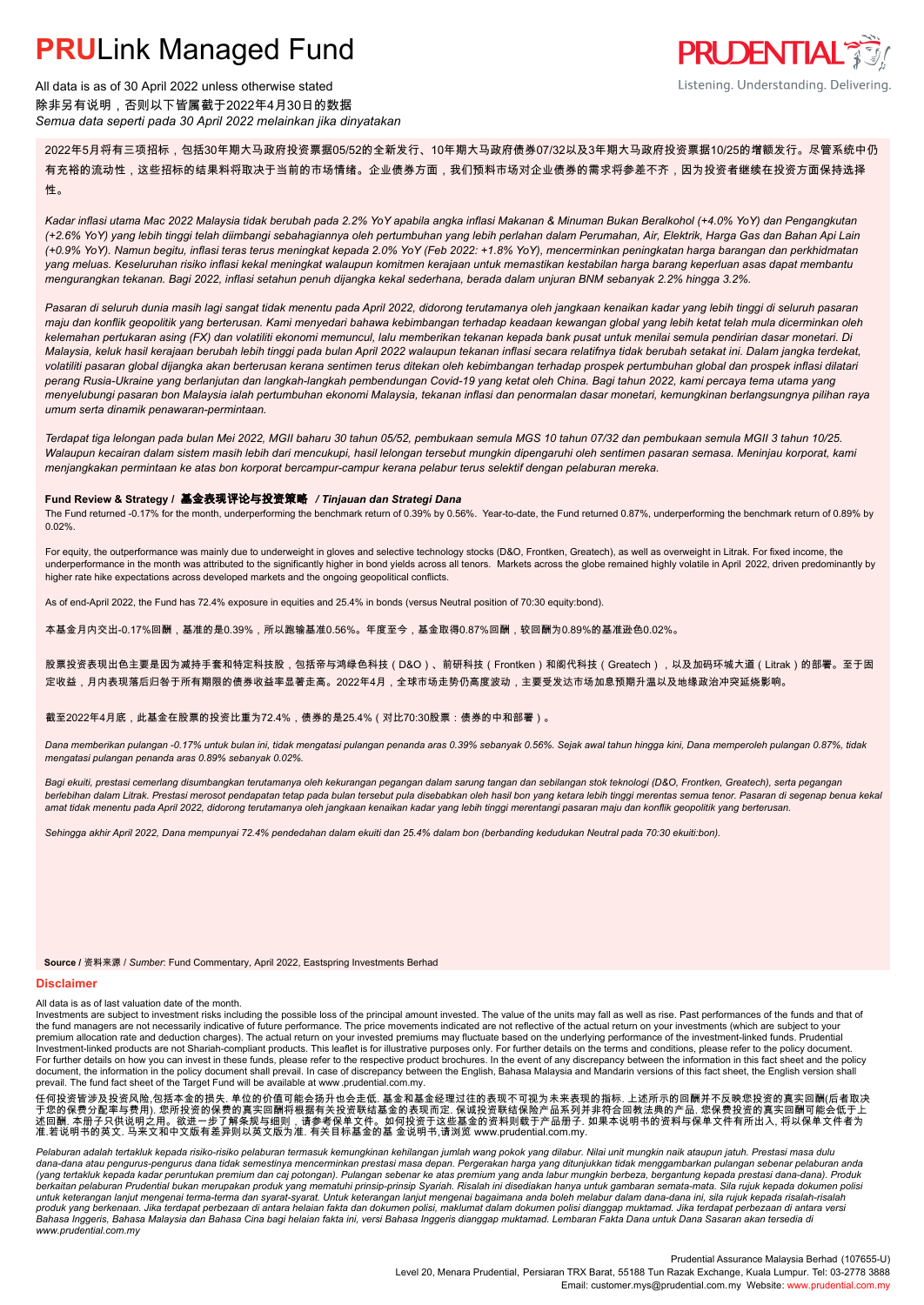# PRULink Managed Fund

All data is as of 30 April 2022 unless otherwise stated
除非另有说明，否则以下皆属截于2022年4月30日的数据
*Semua data seperti pada 30 April 2022 melainkan jika dinyatakan*

2022年5月将有三项招标，包括30年期大马政府投资票据05/52的全新发行、10年期大马政府债券07/32以及3年期大马政府投资票据10/25的增额发行。尽管系统中仍有充裕的流动性，这些招标的结果料将取决于当前的市场情绪。企业债券方面，我们预料市场对企业债券的需求将参差不齐，因为投资者继续在投资方面保持选择性。

*Kadar inflasi utama Mac 2022 Malaysia tidak berubah pada 2.2% YoY apabila angka inflasi Makanan & Minuman Bukan Beralkohol (+4.0% YoY) dan Pengangkutan (+2.6% YoY) yang lebih tinggi telah diimbangi sebahagiannya oleh pertumbuhan yang lebih perlahan dalam Perumahan, Air, Elektrik, Harga Gas dan Bahan Api Lain (+0.9% YoY). Namun begitu, inflasi teras terus meningkat kepada 2.0% YoY (Feb 2022: +1.8% YoY), mencerminkan peningkatan harga barangan dan perkhidmatan yang meluas. Keseluruhan risiko inflasi kekal meningkat walaupun komitmen kerajaan untuk memastikan kestabilan harga barang keperluan asas dapat membantu mengurangkan tekanan. Bagi 2022, inflasi setahun penuh dijangka kekal sederhana, berada dalam unjuran BNM sebanyak 2.2% hingga 3.2%.*

*Pasaran di seluruh dunia masih lagi sangat tidak menentu pada April 2022, didorong terutamanya oleh jangkaan kenaikan kadar yang lebih tinggi di seluruh pasaran maju dan konflik geopolitik yang berterusan. Kami menyedari bahawa kebimbangan terhadap keadaan kewangan global yang lebih ketat telah mula dicerminkan oleh kelemahan pertukaran asing (FX) dan volatiliti ekonomi memuncul, lalu memberikan tekanan kepada bank pusat untuk menilai semula pendirian dasar monetari. Di Malaysia, keluk hasil kerajaan berubah lebih tinggi pada bulan April 2022 walaupun tekanan inflasi secara relatifnya tidak berubah setakat ini. Dalam jangka terdekat, volatiliti pasaran global dijangka akan berterusan kerana sentimen terus ditekan oleh kebimbangan terhadap prospek pertumbuhan global dan prospek inflasi dilatari perang Rusia-Ukraine yang berlanjutan dan langkah-langkah pembendungan Covid-19 yang ketat oleh China. Bagi tahun 2022, kami percaya tema utama yang menyelubungi pasaran bon Malaysia ialah pertumbuhan ekonomi Malaysia, tekanan inflasi dan penormalan dasar monetari, kemungkinan berlangsungnya pilihan raya umum serta dinamik penawaran-permintaan.*

*Terdapat tiga lelongan pada bulan Mei 2022, MGII baharu 30 tahun 05/52, pembukaan semula MGS 10 tahun 07/32 dan pembukaan semula MGII 3 tahun 10/25. Walaupun kecairan dalam sistem masih lebih dari mencukupi, hasil lelongan tersebut mungkin dipengaruhi oleh sentimen pasaran semasa. Meninjau korporat, kami menjangkakan permintaan ke atas bon korporat bercampur-campur kerana pelabur terus selektif dengan pelaburan mereka.*

**Fund Review & Strategy / 基金表现评论与投资策略** ***/ Tinjauan dan Strategi Dana***

The Fund returned -0.17% for the month, underperforming the benchmark return of 0.39% by 0.56%. Year-to-date, the Fund returned 0.87%, underperforming the benchmark return of 0.89% by 0.02%.

For equity, the outperformance was mainly due to underweight in gloves and selective technology stocks (D&O, Frontken, Greatech), as well as overweight in Litrak. For fixed income, the underperformance in the month was attributed to the significantly higher in bond yields across all tenors. Markets across the globe remained highly volatile in April 2022, driven predominantly by higher rate hike expectations across developed markets and the ongoing geopolitical conflicts.

As of end-April 2022, the Fund has 72.4% exposure in equities and 25.4% in bonds (versus Neutral position of 70:30 equity:bond).

本基金月内交出-0.17%回酬，基准的是0.39%，所以跑输基准0.56%。年度至今，基金取得0.87%回酬，较回酬为0.89%的基准逊色0.02%。

股票投资表现出色主要是因为减持手套和特定科技股，包括帝与鸿像色科技（D&O）、前研科技（Frontken）和阁代科技（Greatech），以及加码环城大道（Litrak）的部署。至于固定收益，月内表现落后归咎于所有期限的债券收益率显著走高。2022年4月，全球市场走势仍高度波动，主要受发达市场加息预期升温以及地缘政治冲突延烧影响。

截至2022年4月底，此基金在股票的投资比重为72.4%，债券的是25.4%（对比70:30股票：债券的中和部署）。

*Dana memberikan pulangan -0.17% untuk bulan ini, tidak mengatasi pulangan penanda aras 0.39% sebanyak 0.56%. Sejak awal tahun hingga kini, Dana memperoleh pulangan 0.87%, tidak mengatasi pulangan penanda aras 0.89% sebanyak 0.02%.*

*Bagi ekuiti, prestasi cemerlang disumbangkan terutamanya oleh kekurangan pegangan dalam sarung tangan dan sebilangan stok teknologi (D&O, Frontken, Greatech), serta pegangan berlebihan dalam Litrak. Prestasi merosot pendapatan tetap pada bulan tersebut pula disebabkan oleh hasil bon yang ketara lebih tinggi merentas semua tenor. Pasaran di segenap benua kekal amat tidak menentu pada April 2022, didorong terutamanya oleh jangkaan kenaikan kadar yang lebih tinggi merentangi pasaran maju dan konflik geopolitik yang berterusan.*

*Sehingga akhir April 2022, Dana mempunyai 72.4% pendedahan dalam ekuiti dan 25.4% dalam bon (berbanding kedudukan Neutral pada 70:30 ekuiti:bon).*

**Source** / 资料来源 / *Sumber*: Fund Commentary, April 2022, Eastspring Investments Berhad

## Disclaimer

All data is as of last valuation date of the month.
Investments are subject to investment risks including the possible loss of the principal amount invested. The value of the units may fall as well as rise. Past performances of the funds and that of the fund managers are not necessarily indicative of future performance. The price movements indicated are not reflective of the actual return on your investments (which are subject to your premium allocation rate and deduction charges). The actual return on your invested premiums may fluctuate based on the underlying performance of the investment-linked funds. Prudential Investment-linked products are not Shariah-compliant products. This leaflet is for illustrative purposes only. For further details on the terms and conditions, please refer to the policy document. For further details on how you can invest in these funds, please refer to the respective product brochures. In the event of any discrepancy between the information in this fact sheet and the policy document, the information in the policy document shall prevail. In case of discrepancy between the English, Bahasa Malaysia and Mandarin versions of this fact sheet, the English version shall prevail. The fund fact sheet of the Target Fund will be available at www.prudential.com.my.

任何投资皆涉及投资风险,包括本金的损失. 单位的价值可能会扬升也会走低. 基金和基金经理过往的表现不可视为未来表现的指标. 上述所示的回酬并不反映您投资的真实回酬(后者取决于您的保费分配率与费用). 您所投资的保费的真实回酬将根据有关投资联结基金的表现而定. 保诚投资联结保险产品系列并非符合回教法典的产品. 您保费投资的真实回酬可能会低于上述回酬. 本册子只供说明之用。欲进一步了解条规与细则，请参考保单文件。如何投资于这些基金的资料则载于产品册子. 如果本说明书的资料与保单文件有所出入, 将以保单文件者为准.若说明书的英文. 马来文和中文版有差异则以英文版为准. 有关目标基金的基 金说明书,请浏览 www.prudential.com.my.

*Pelaburan adalah tertakluk kepada risiko-risiko pelaburan termasuk kemungkinan kehilangan jumlah wang pokok yang dilabur. Nilai unit mungkin naik ataupun jatuh. Prestasi masa dulu dana-dana atau pengurus-pengurus dana tidak semestinya mencerminkan prestasi masa depan. Pergerakan harga yang ditunjukkan tidak menggambarkan pulangan sebenar pelaburan anda (yang tertakluk kepada kadar peruntukan premium dan caj potongan). Pulangan sebenar ke atas premium yang anda labur mungkin berbeza, bergantung kepada prestasi dana-dana). Produk berkaitan pelaburan Prudential bukan merupakan produk yang mematuhi prinsip-prinsip Syariah. Risalah ini disediakan hanya untuk gambaran semata-mata. Sila rujuk kepada dokumen polisi untuk keterangan lanjut mengenai terma-terma dan syarat-syarat. Untuk keterangan lanjut mengenai bagaimana anda boleh melabur dalam dana-dana ini, sila rujuk kepada risalah-risalah produk yang berkenaan. Jika terdapat perbezaan di antara helaian fakta dan dokumen polisi, maklumat dalam dokumen polisi dianggap muktamad. Jika terdapat perbezaan di antara versi Bahasa Inggeris, Bahasa Malaysia dan Bahasa Cina bagi helaian fakta ini, versi Bahasa Inggeris dianggap muktamad. Lembaran Fakta Dana untuk Dana Sasaran akan tersedia di www.prudential.com.my*

Prudential Assurance Malaysia Berhad (107655-U)
Level 20, Menara Prudential, Persiaran TRX Barat, 55188 Tun Razak Exchange, Kuala Lumpur. Tel: 03-2778 3888
Email: customer.mys@prudential.com.my Website: www.prudential.com.my